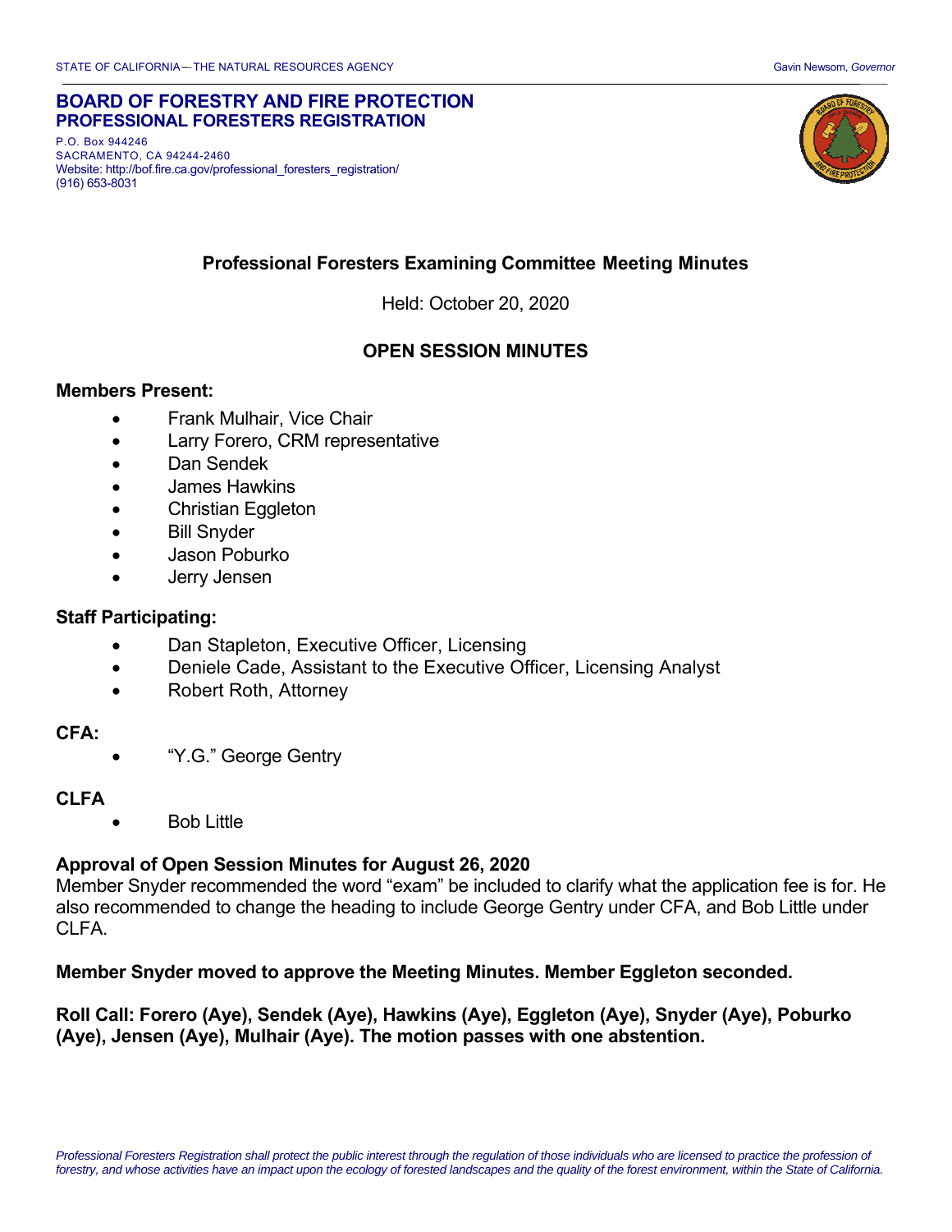STATE OF CALIFORNIA—THE NATURAL RESOURCES AGENCY Gavin Newsom, *Governor*

**BOARD OF FORESTRY AND FIRE PROTECTION**
**PROFESSIONAL FORESTERS REGISTRATION**

P.O. Box 944246
SACRAMENTO, CA 94244-2460
Website: http://bof.fire.ca.gov/professional_foresters_registration/
(916) 653-8031

## Professional Foresters Examining Committee Meeting Minutes

Held: October 20, 2020

## OPEN SESSION MINUTES

### Members Present:

- Frank Mulhair, Vice Chair
- Larry Forero, CRM representative
- Dan Sendek
- James Hawkins
- Christian Eggleton
- Bill Snyder
- Jason Poburko
- Jerry Jensen

### Staff Participating:

- Dan Stapleton, Executive Officer, Licensing
- Deniele Cade, Assistant to the Executive Officer, Licensing Analyst
- Robert Roth, Attorney

### CFA:

- "Y.G." George Gentry

### CLFA

- Bob Little

### Approval of Open Session Minutes for August 26, 2020

Member Snyder recommended the word "exam" be included to clarify what the application fee is for. He also recommended to change the heading to include George Gentry under CFA, and Bob Little under CLFA.

**Member Snyder moved to approve the Meeting Minutes. Member Eggleton seconded.**

**Roll Call: Forero (Aye), Sendek (Aye), Hawkins (Aye), Eggleton (Aye), Snyder (Aye), Poburko (Aye), Jensen (Aye), Mulhair (Aye). The motion passes with one abstention.**

*Professional Foresters Registration shall protect the public interest through the regulation of those individuals who are licensed to practice the profession of forestry, and whose activities have an impact upon the ecology of forested landscapes and the quality of the forest environment, within the State of California.*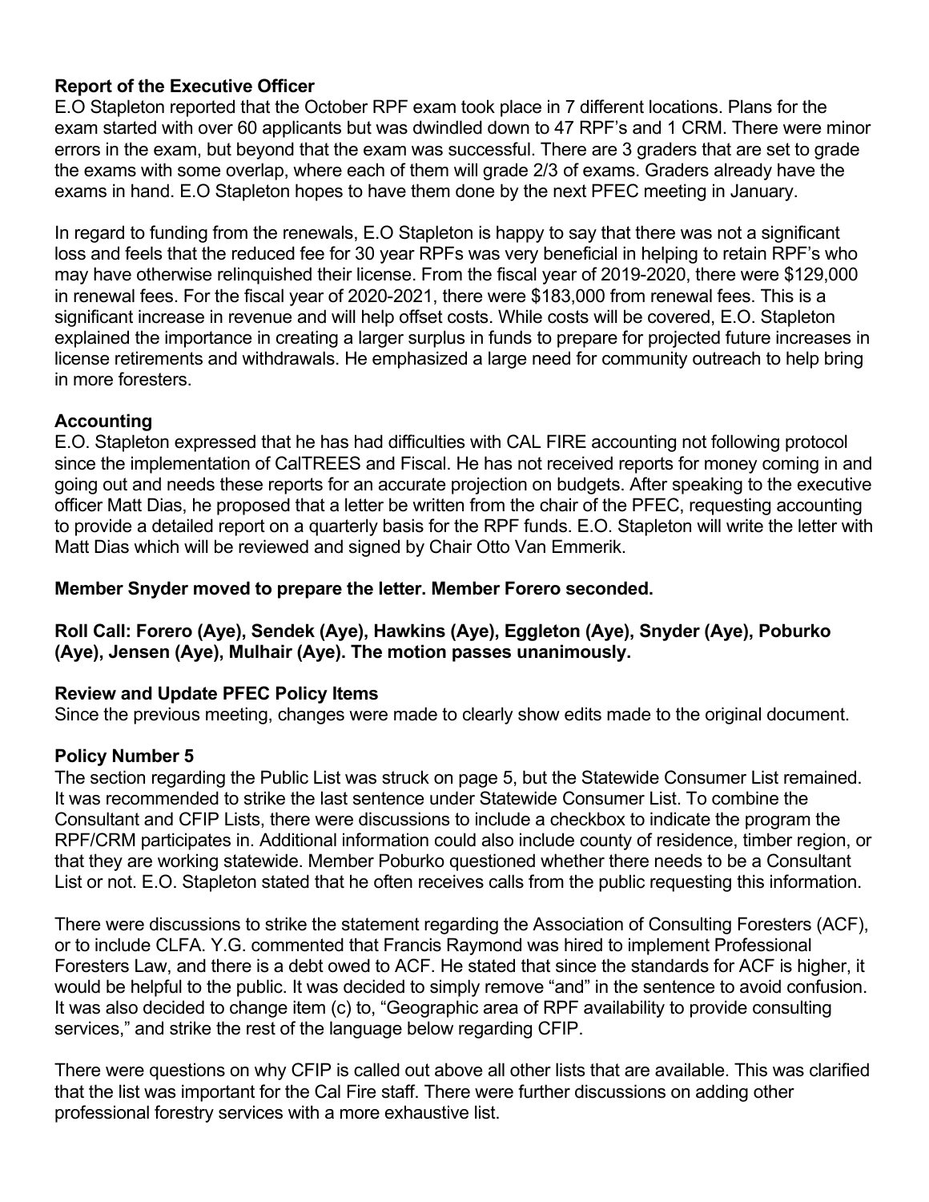**Report of the Executive Officer**
E.O Stapleton reported that the October RPF exam took place in 7 different locations. Plans for the exam started with over 60 applicants but was dwindled down to 47 RPF's and 1 CRM. There were minor errors in the exam, but beyond that the exam was successful. There are 3 graders that are set to grade the exams with some overlap, where each of them will grade 2/3 of exams. Graders already have the exams in hand. E.O Stapleton hopes to have them done by the next PFEC meeting in January.

In regard to funding from the renewals, E.O Stapleton is happy to say that there was not a significant loss and feels that the reduced fee for 30 year RPFs was very beneficial in helping to retain RPF's who may have otherwise relinquished their license. From the fiscal year of 2019-2020, there were $129,000 in renewal fees. For the fiscal year of 2020-2021, there were $183,000 from renewal fees. This is a significant increase in revenue and will help offset costs. While costs will be covered, E.O. Stapleton explained the importance in creating a larger surplus in funds to prepare for projected future increases in license retirements and withdrawals. He emphasized a large need for community outreach to help bring in more foresters.

**Accounting**
E.O. Stapleton expressed that he has had difficulties with CAL FIRE accounting not following protocol since the implementation of CalTREES and Fiscal. He has not received reports for money coming in and going out and needs these reports for an accurate projection on budgets. After speaking to the executive officer Matt Dias, he proposed that a letter be written from the chair of the PFEC, requesting accounting to provide a detailed report on a quarterly basis for the RPF funds. E.O. Stapleton will write the letter with Matt Dias which will be reviewed and signed by Chair Otto Van Emmerik.

**Member Snyder moved to prepare the letter. Member Forero seconded.**

**Roll Call: Forero (Aye), Sendek (Aye), Hawkins (Aye), Eggleton (Aye), Snyder (Aye), Poburko (Aye), Jensen (Aye), Mulhair (Aye). The motion passes unanimously.**

**Review and Update PFEC Policy Items**
Since the previous meeting, changes were made to clearly show edits made to the original document.

**Policy Number 5**
The section regarding the Public List was struck on page 5, but the Statewide Consumer List remained. It was recommended to strike the last sentence under Statewide Consumer List. To combine the Consultant and CFIP Lists, there were discussions to include a checkbox to indicate the program the RPF/CRM participates in. Additional information could also include county of residence, timber region, or that they are working statewide. Member Poburko questioned whether there needs to be a Consultant List or not. E.O. Stapleton stated that he often receives calls from the public requesting this information.

There were discussions to strike the statement regarding the Association of Consulting Foresters (ACF), or to include CLFA. Y.G. commented that Francis Raymond was hired to implement Professional Foresters Law, and there is a debt owed to ACF. He stated that since the standards for ACF is higher, it would be helpful to the public. It was decided to simply remove "and" in the sentence to avoid confusion. It was also decided to change item (c) to, "Geographic area of RPF availability to provide consulting services," and strike the rest of the language below regarding CFIP.

There were questions on why CFIP is called out above all other lists that are available. This was clarified that the list was important for the Cal Fire staff. There were further discussions on adding other professional forestry services with a more exhaustive list.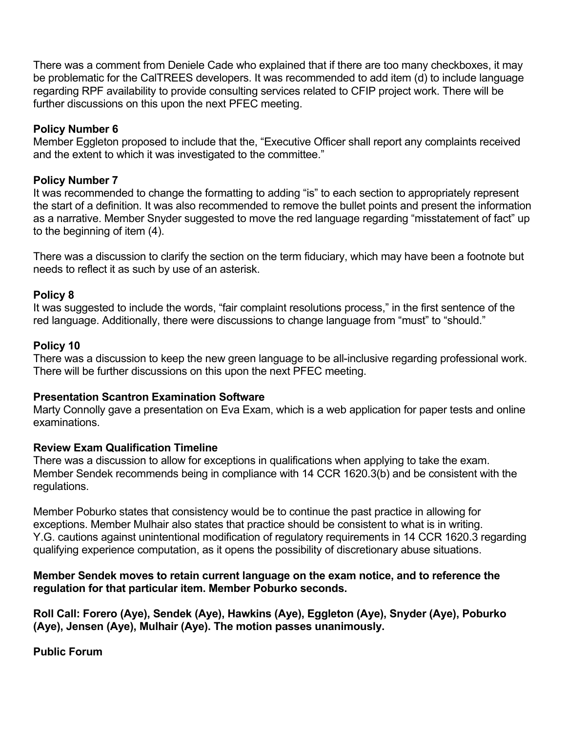There was a comment from Deniele Cade who explained that if there are too many checkboxes, it may be problematic for the CalTREES developers. It was recommended to add item (d) to include language regarding RPF availability to provide consulting services related to CFIP project work. There will be further discussions on this upon the next PFEC meeting.

**Policy Number 6**

Member Eggleton proposed to include that the, "Executive Officer shall report any complaints received and the extent to which it was investigated to the committee."

**Policy Number 7**

It was recommended to change the formatting to adding "is" to each section to appropriately represent the start of a definition. It was also recommended to remove the bullet points and present the information as a narrative. Member Snyder suggested to move the red language regarding "misstatement of fact" up to the beginning of item (4).

There was a discussion to clarify the section on the term fiduciary, which may have been a footnote but needs to reflect it as such by use of an asterisk.

**Policy 8**

It was suggested to include the words, "fair complaint resolutions process," in the first sentence of the red language. Additionally, there were discussions to change language from "must" to "should."

**Policy 10**

There was a discussion to keep the new green language to be all-inclusive regarding professional work. There will be further discussions on this upon the next PFEC meeting.

**Presentation Scantron Examination Software**

Marty Connolly gave a presentation on Eva Exam, which is a web application for paper tests and online examinations.

**Review Exam Qualification Timeline**

There was a discussion to allow for exceptions in qualifications when applying to take the exam. Member Sendek recommends being in compliance with 14 CCR 1620.3(b) and be consistent with the regulations.

Member Poburko states that consistency would be to continue the past practice in allowing for exceptions. Member Mulhair also states that practice should be consistent to what is in writing. Y.G. cautions against unintentional modification of regulatory requirements in 14 CCR 1620.3 regarding qualifying experience computation, as it opens the possibility of discretionary abuse situations.

**Member Sendek moves to retain current language on the exam notice, and to reference the regulation for that particular item. Member Poburko seconds.**

**Roll Call: Forero (Aye), Sendek (Aye), Hawkins (Aye), Eggleton (Aye), Snyder (Aye), Poburko (Aye), Jensen (Aye), Mulhair (Aye). The motion passes unanimously.**

**Public Forum**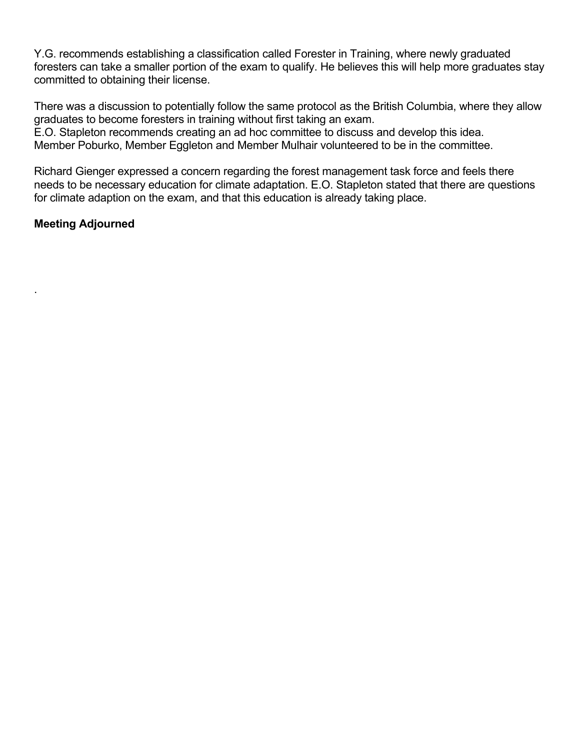Y.G. recommends establishing a classification called Forester in Training, where newly graduated foresters can take a smaller portion of the exam to qualify. He believes this will help more graduates stay committed to obtaining their license.

There was a discussion to potentially follow the same protocol as the British Columbia, where they allow graduates to become foresters in training without first taking an exam.
E.O. Stapleton recommends creating an ad hoc committee to discuss and develop this idea.
Member Poburko, Member Eggleton and Member Mulhair volunteered to be in the committee.

Richard Gienger expressed a concern regarding the forest management task force and feels there needs to be necessary education for climate adaptation. E.O. Stapleton stated that there are questions for climate adaption on the exam, and that this education is already taking place.

**Meeting Adjourned**

.